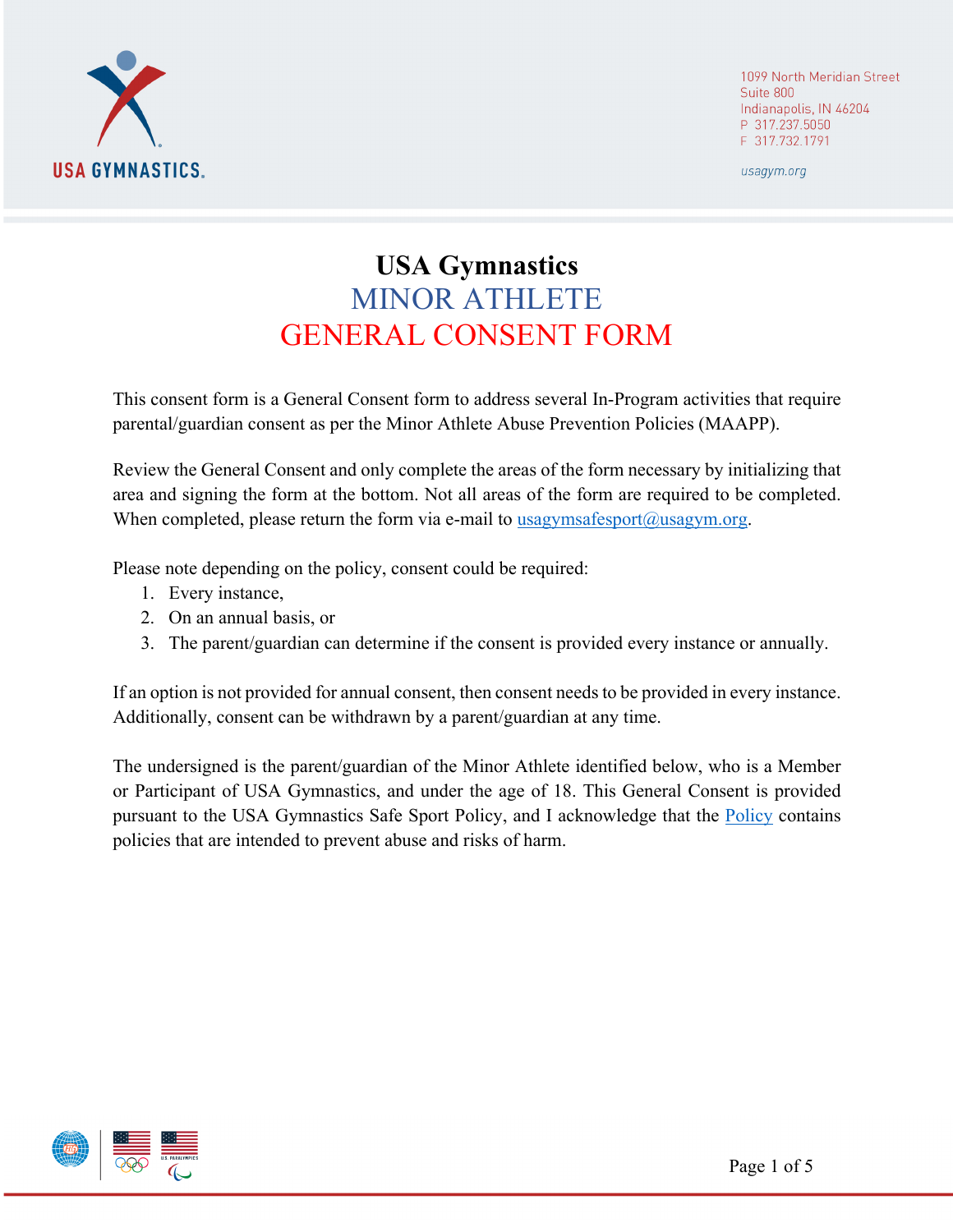# USA Gymnastics
## MINOR ATHLETE
## GENERAL CONSENT FORM

This consent form is a General Consent form to address several In-Program activities that require parental/guardian consent as per the Minor Athlete Abuse Prevention Policies (MAAPP).

Review the General Consent and only complete the areas of the form necessary by initializing that area and signing the form at the bottom. Not all areas of the form are required to be completed. When completed, please return the form via e-mail to usagymsafesport@usagym.org.

Please note depending on the policy, consent could be required:

1. Every instance,
2. On an annual basis, or
3. The parent/guardian can determine if the consent is provided every instance or annually.

If an option is not provided for annual consent, then consent needs to be provided in every instance. Additionally, consent can be withdrawn by a parent/guardian at any time.

The undersigned is the parent/guardian of the Minor Athlete identified below, who is a Member or Participant of USA Gymnastics, and under the age of 18. This General Consent is provided pursuant to the USA Gymnastics Safe Sport Policy, and I acknowledge that the Policy contains policies that are intended to prevent abuse and risks of harm.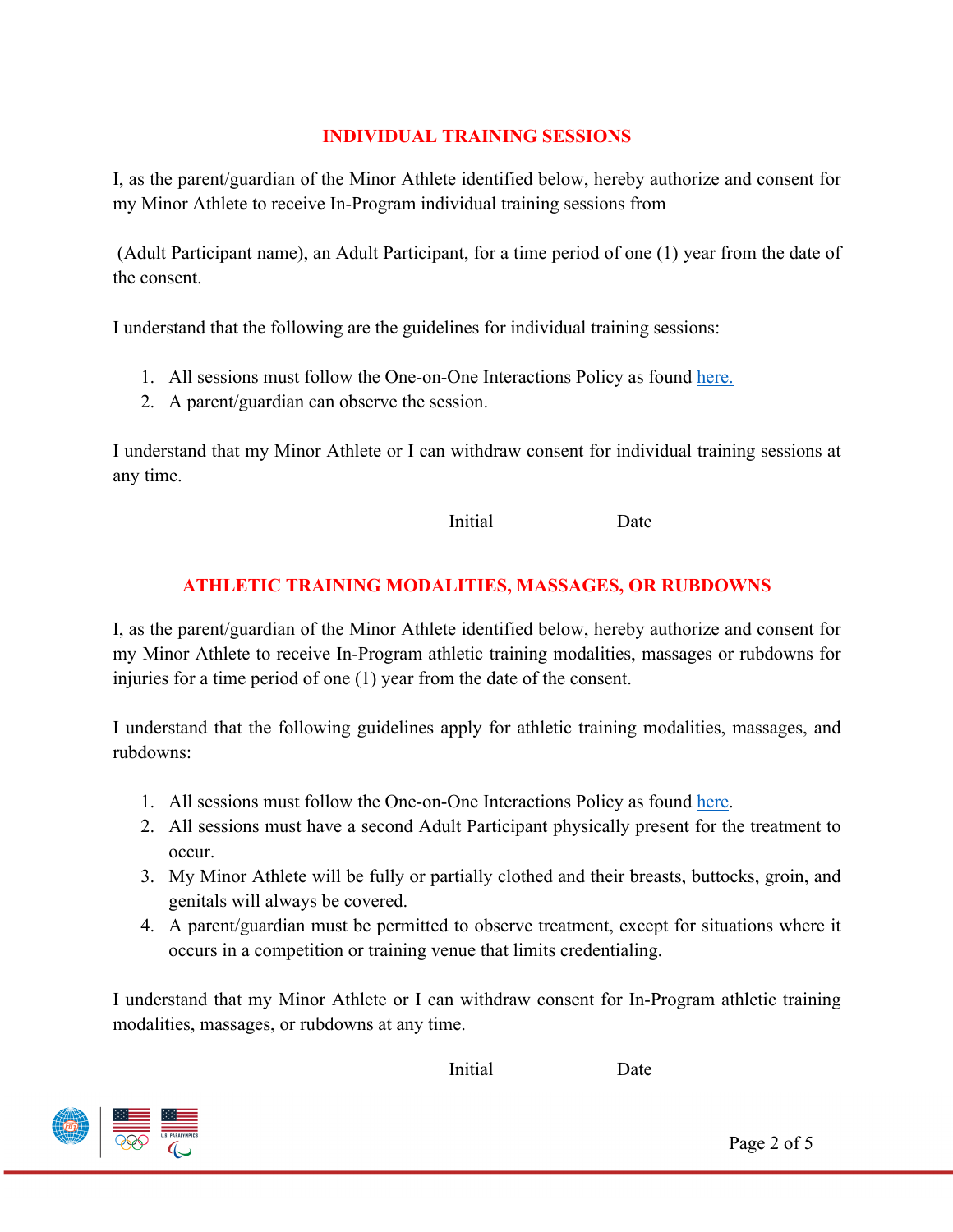## INDIVIDUAL TRAINING SESSIONS

I, as the parent/guardian of the Minor Athlete identified below, hereby authorize and consent for my Minor Athlete to receive In-Program individual training sessions from

(Adult Participant name), an Adult Participant, for a time period of one (1) year from the date of the consent.

I understand that the following are the guidelines for individual training sessions:

1. All sessions must follow the One-on-One Interactions Policy as found here.
2. A parent/guardian can observe the session.

I understand that my Minor Athlete or I can withdraw consent for individual training sessions at any time.

Initial Date

## ATHLETIC TRAINING MODALITIES, MASSAGES, OR RUBDOWNS

I, as the parent/guardian of the Minor Athlete identified below, hereby authorize and consent for my Minor Athlete to receive In-Program athletic training modalities, massages or rubdowns for injuries for a time period of one (1) year from the date of the consent.

I understand that the following guidelines apply for athletic training modalities, massages, and rubdowns:

1. All sessions must follow the One-on-One Interactions Policy as found here.
2. All sessions must have a second Adult Participant physically present for the treatment to occur.
3. My Minor Athlete will be fully or partially clothed and their breasts, buttocks, groin, and genitals will always be covered.
4. A parent/guardian must be permitted to observe treatment, except for situations where it occurs in a competition or training venue that limits credentialing.

I understand that my Minor Athlete or I can withdraw consent for In-Program athletic training modalities, massages, or rubdowns at any time.

Initial Date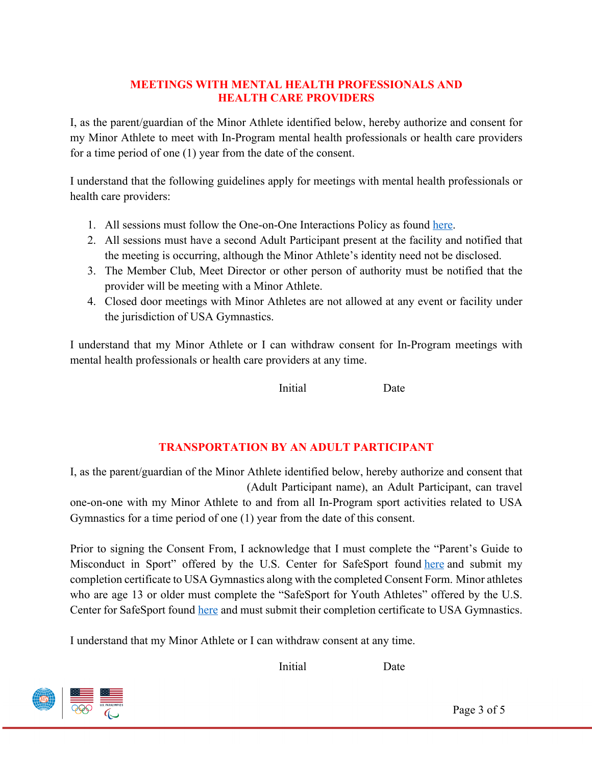## MEETINGS WITH MENTAL HEALTH PROFESSIONALS AND HEALTH CARE PROVIDERS

I, as the parent/guardian of the Minor Athlete identified below, hereby authorize and consent for my Minor Athlete to meet with In-Program mental health professionals or health care providers for a time period of one (1) year from the date of the consent.

I understand that the following guidelines apply for meetings with mental health professionals or health care providers:

1. All sessions must follow the One-on-One Interactions Policy as found here.
2. All sessions must have a second Adult Participant present at the facility and notified that the meeting is occurring, although the Minor Athlete's identity need not be disclosed.
3. The Member Club, Meet Director or other person of authority must be notified that the provider will be meeting with a Minor Athlete.
4. Closed door meetings with Minor Athletes are not allowed at any event or facility under the jurisdiction of USA Gymnastics.

I understand that my Minor Athlete or I can withdraw consent for In-Program meetings with mental health professionals or health care providers at any time.

Initial Date

## TRANSPORTATION BY AN ADULT PARTICIPANT

I, as the parent/guardian of the Minor Athlete identified below, hereby authorize and consent that (Adult Participant name), an Adult Participant, can travel one-on-one with my Minor Athlete to and from all In-Program sport activities related to USA Gymnastics for a time period of one (1) year from the date of this consent.

Prior to signing the Consent From, I acknowledge that I must complete the "Parent's Guide to Misconduct in Sport" offered by the U.S. Center for SafeSport found here and submit my completion certificate to USA Gymnastics along with the completed Consent Form. Minor athletes who are age 13 or older must complete the "SafeSport for Youth Athletes" offered by the U.S. Center for SafeSport found here and must submit their completion certificate to USA Gymnastics.

I understand that my Minor Athlete or I can withdraw consent at any time.

Initial Date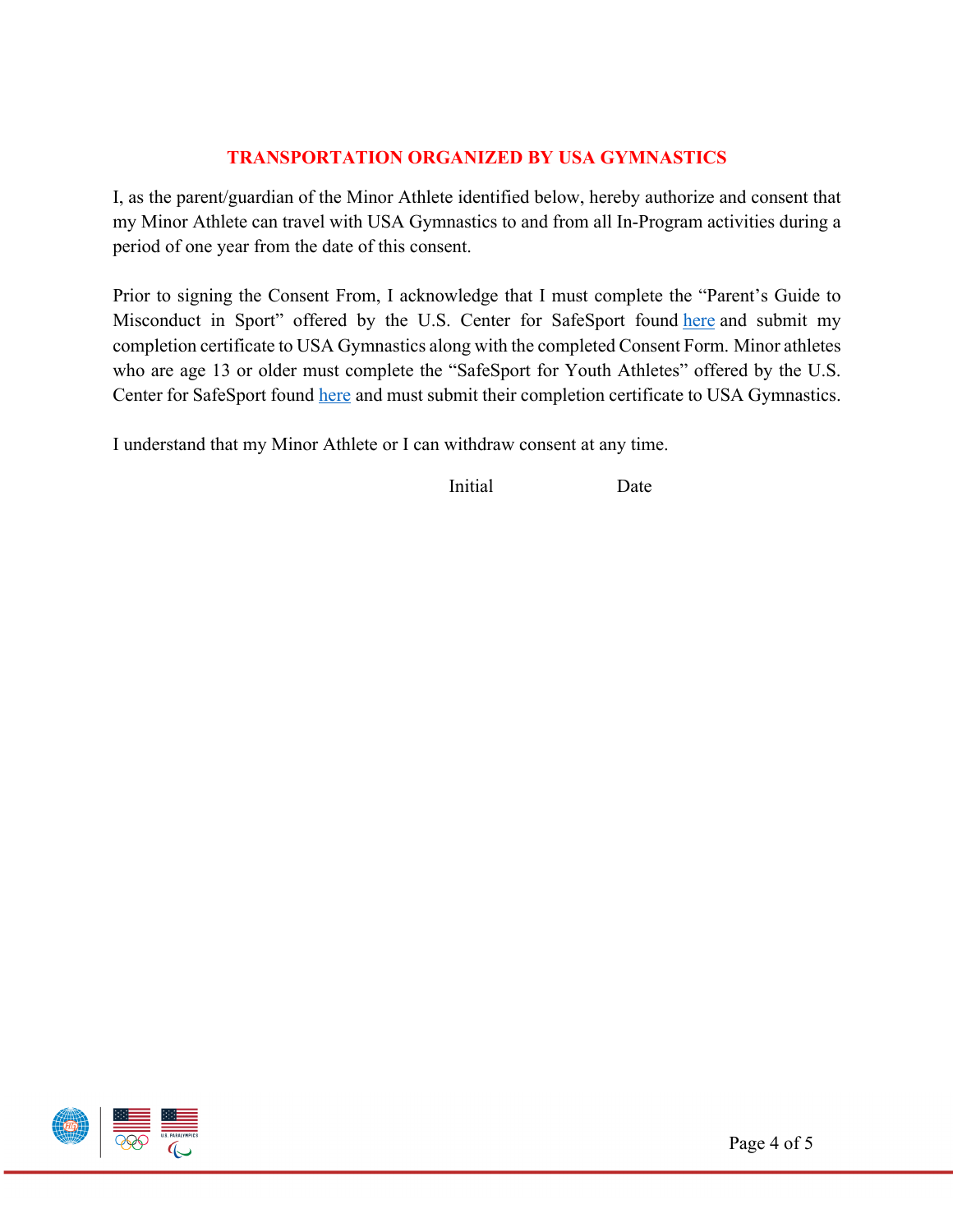## TRANSPORTATION ORGANIZED BY USA GYMNASTICS

I, as the parent/guardian of the Minor Athlete identified below, hereby authorize and consent that my Minor Athlete can travel with USA Gymnastics to and from all In-Program activities during a period of one year from the date of this consent.

Prior to signing the Consent From, I acknowledge that I must complete the "Parent's Guide to Misconduct in Sport" offered by the U.S. Center for SafeSport found here and submit my completion certificate to USA Gymnastics along with the completed Consent Form. Minor athletes who are age 13 or older must complete the "SafeSport for Youth Athletes" offered by the U.S. Center for SafeSport found here and must submit their completion certificate to USA Gymnastics.

I understand that my Minor Athlete or I can withdraw consent at any time.

Initial Date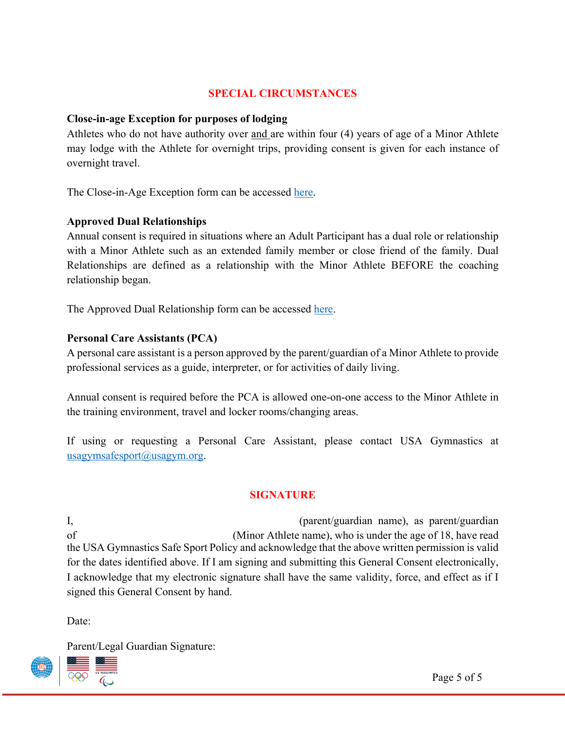## SPECIAL CIRCUMSTANCES

**Close-in-age Exception for purposes of lodging**

Athletes who do not have authority over and are within four (4) years of age of a Minor Athlete may lodge with the Athlete for overnight trips, providing consent is given for each instance of overnight travel.

The Close-in-Age Exception form can be accessed here.

**Approved Dual Relationships**

Annual consent is required in situations where an Adult Participant has a dual role or relationship with a Minor Athlete such as an extended family member or close friend of the family. Dual Relationships are defined as a relationship with the Minor Athlete BEFORE the coaching relationship began.

The Approved Dual Relationship form can be accessed here.

**Personal Care Assistants (PCA)**

A personal care assistant is a person approved by the parent/guardian of a Minor Athlete to provide professional services as a guide, interpreter, or for activities of daily living.

Annual consent is required before the PCA is allowed one-on-one access to the Minor Athlete in the training environment, travel and locker rooms/changing areas.

If using or requesting a Personal Care Assistant, please contact USA Gymnastics at usagymsafesport@usagym.org.

## SIGNATURE

I, (parent/guardian name), as parent/guardian of (Minor Athlete name), who is under the age of 18, have read the USA Gymnastics Safe Sport Policy and acknowledge that the above written permission is valid for the dates identified above. If I am signing and submitting this General Consent electronically, I acknowledge that my electronic signature shall have the same validity, force, and effect as if I signed this General Consent by hand.

Date:

Parent/Legal Guardian Signature: